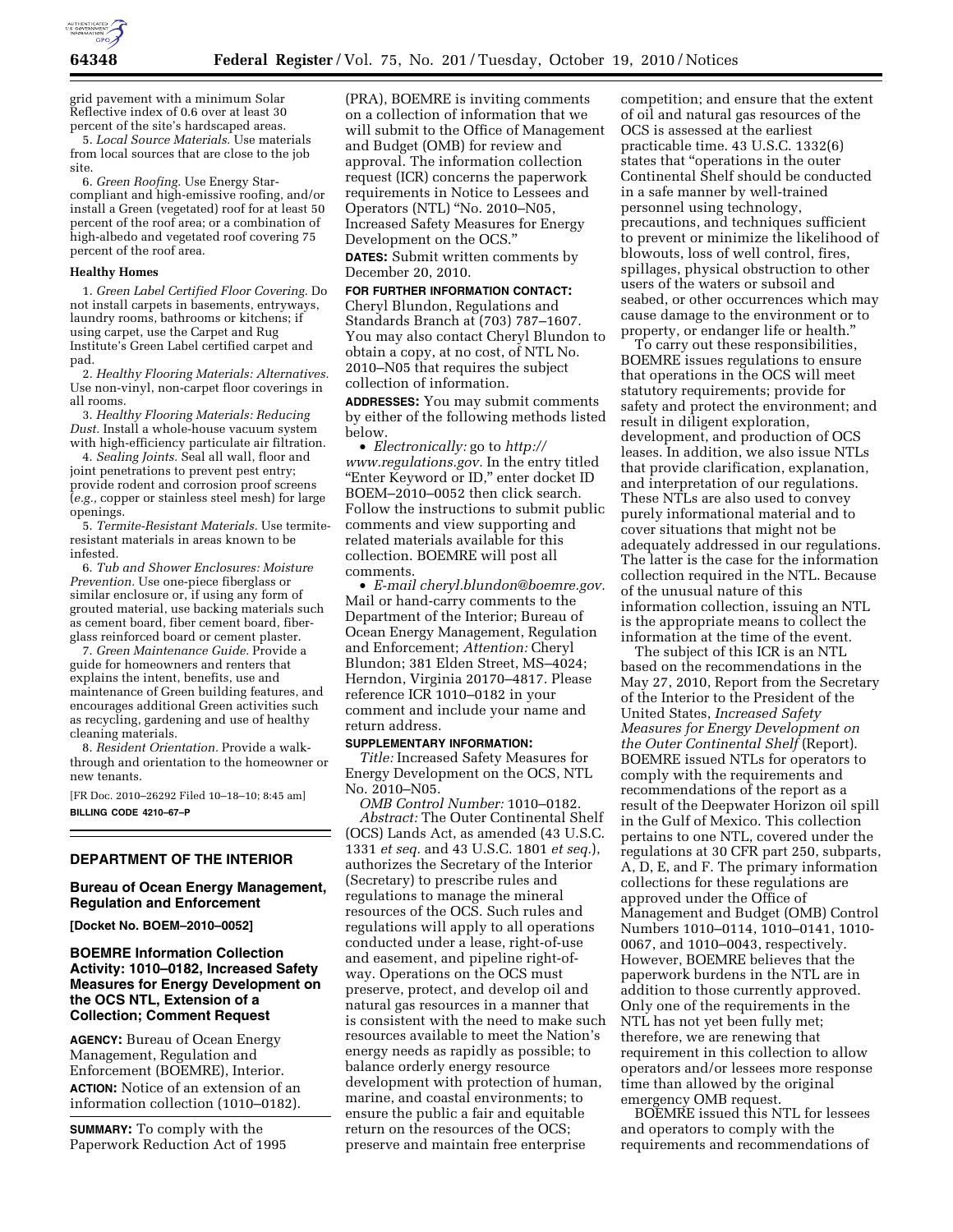grid pavement with a minimum Solar Reflective index of 0.6 over at least 30 percent of the site's hardscaped areas.

5. *Local Source Materials.* Use materials from local sources that are close to the job site.

6. *Green Roofing.* Use Energy Star-compliant and high-emissive roofing, and/or install a Green (vegetated) roof for at least 50 percent of the roof area; or a combination of high-albedo and vegetated roof covering 75 percent of the roof area.

**Healthy Homes**

1. *Green Label Certified Floor Covering.* Do not install carpets in basements, entryways, laundry rooms, bathrooms or kitchens; if using carpet, use the Carpet and Rug Institute's Green Label certified carpet and pad.

2. *Healthy Flooring Materials: Alternatives.* Use non-vinyl, non-carpet floor coverings in all rooms.

3. *Healthy Flooring Materials: Reducing Dust.* Install a whole-house vacuum system with high-efficiency particulate air filtration.

4. *Sealing Joints.* Seal all wall, floor and joint penetrations to prevent pest entry; provide rodent and corrosion proof screens (*e.g.,* copper or stainless steel mesh) for large openings.

5. *Termite-Resistant Materials.* Use termite-resistant materials in areas known to be infested.

6. *Tub and Shower Enclosures: Moisture Prevention.* Use one-piece fiberglass or similar enclosure or, if using any form of grouted material, use backing materials such as cement board, fiber cement board, fiber-glass reinforced board or cement plaster.

7. *Green Maintenance Guide.* Provide a guide for homeowners and renters that explains the intent, benefits, use and maintenance of Green building features, and encourages additional Green activities such as recycling, gardening and use of healthy cleaning materials.

8. *Resident Orientation.* Provide a walk-through and orientation to the homeowner or new tenants.

[FR Doc. 2010–26292 Filed 10–18–10; 8:45 am]

**BILLING CODE 4210–67–P**

## DEPARTMENT OF THE INTERIOR

### Bureau of Ocean Energy Management, Regulation and Enforcement

**[Docket No. BOEM–2010–0052]**

### BOEMRE Information Collection Activity: 1010–0182, Increased Safety Measures for Energy Development on the OCS NTL, Extension of a Collection; Comment Request

**AGENCY:** Bureau of Ocean Energy Management, Regulation and Enforcement (BOEMRE), Interior.

**ACTION:** Notice of an extension of an information collection (1010–0182).

**SUMMARY:** To comply with the Paperwork Reduction Act of 1995 (PRA), BOEMRE is inviting comments on a collection of information that we will submit to the Office of Management and Budget (OMB) for review and approval. The information collection request (ICR) concerns the paperwork requirements in Notice to Lessees and Operators (NTL) "No. 2010–N05, Increased Safety Measures for Energy Development on the OCS."

**DATES:** Submit written comments by December 20, 2010.

**FOR FURTHER INFORMATION CONTACT:** Cheryl Blundon, Regulations and Standards Branch at (703) 787–1607. You may also contact Cheryl Blundon to obtain a copy, at no cost, of NTL No. 2010–N05 that requires the subject collection of information.

**ADDRESSES:** You may submit comments by either of the following methods listed below.

- *Electronically:* go to *http://www.regulations.gov.* In the entry titled "Enter Keyword or ID," enter docket ID BOEM–2010–0052 then click search. Follow the instructions to submit public comments and view supporting and related materials available for this collection. BOEMRE will post all comments.
- *E-mail cheryl.blundon@boemre.gov.* Mail or hand-carry comments to the Department of the Interior; Bureau of Ocean Energy Management, Regulation and Enforcement; *Attention:* Cheryl Blundon; 381 Elden Street, MS–4024; Herndon, Virginia 20170–4817. Please reference ICR 1010–0182 in your comment and include your name and return address.

**SUPPLEMENTARY INFORMATION:**

*Title:* Increased Safety Measures for Energy Development on the OCS, NTL No. 2010–N05.

*OMB Control Number:* 1010–0182.

*Abstract:* The Outer Continental Shelf (OCS) Lands Act, as amended (43 U.S.C. 1331 *et seq.* and 43 U.S.C. 1801 *et seq.*), authorizes the Secretary of the Interior (Secretary) to prescribe rules and regulations to manage the mineral resources of the OCS. Such rules and regulations will apply to all operations conducted under a lease, right-of-use and easement, and pipeline right-of-way. Operations on the OCS must preserve, protect, and develop oil and natural gas resources in a manner that is consistent with the need to make such resources available to meet the Nation's energy needs as rapidly as possible; to balance orderly energy resource development with protection of human, marine, and coastal environments; to ensure the public a fair and equitable return on the resources of the OCS; preserve and maintain free enterprise competition; and ensure that the extent of oil and natural gas resources of the OCS is assessed at the earliest practicable time. 43 U.S.C. 1332(6) states that "operations in the outer Continental Shelf should be conducted in a safe manner by well-trained personnel using technology, precautions, and techniques sufficient to prevent or minimize the likelihood of blowouts, loss of well control, fires, spillages, physical obstruction to other users of the waters or subsoil and seabed, or other occurrences which may cause damage to the environment or to property, or endanger life or health."

To carry out these responsibilities, BOEMRE issues regulations to ensure that operations in the OCS will meet statutory requirements; provide for safety and protect the environment; and result in diligent exploration, development, and production of OCS leases. In addition, we also issue NTLs that provide clarification, explanation, and interpretation of our regulations. These NTLs are also used to convey purely informational material and to cover situations that might not be adequately addressed in our regulations. The latter is the case for the information collection required in the NTL. Because of the unusual nature of this information collection, issuing an NTL is the appropriate means to collect the information at the time of the event.

The subject of this ICR is an NTL based on the recommendations in the May 27, 2010, Report from the Secretary of the Interior to the President of the United States, *Increased Safety Measures for Energy Development on the Outer Continental Shelf* (Report). BOEMRE issued NTLs for operators to comply with the requirements and recommendations of the report as a result of the Deepwater Horizon oil spill in the Gulf of Mexico. This collection pertains to one NTL, covered under the regulations at 30 CFR part 250, subparts, A, D, E, and F. The primary information collections for these regulations are approved under the Office of Management and Budget (OMB) Control Numbers 1010–0114, 1010–0141, 1010-0067, and 1010–0043, respectively. However, BOEMRE believes that the paperwork burdens in the NTL are in addition to those currently approved. Only one of the requirements in the NTL has not yet been fully met; therefore, we are renewing that requirement in this collection to allow operators and/or lessees more response time than allowed by the original emergency OMB request.

BOEMRE issued this NTL for lessees and operators to comply with the requirements and recommendations of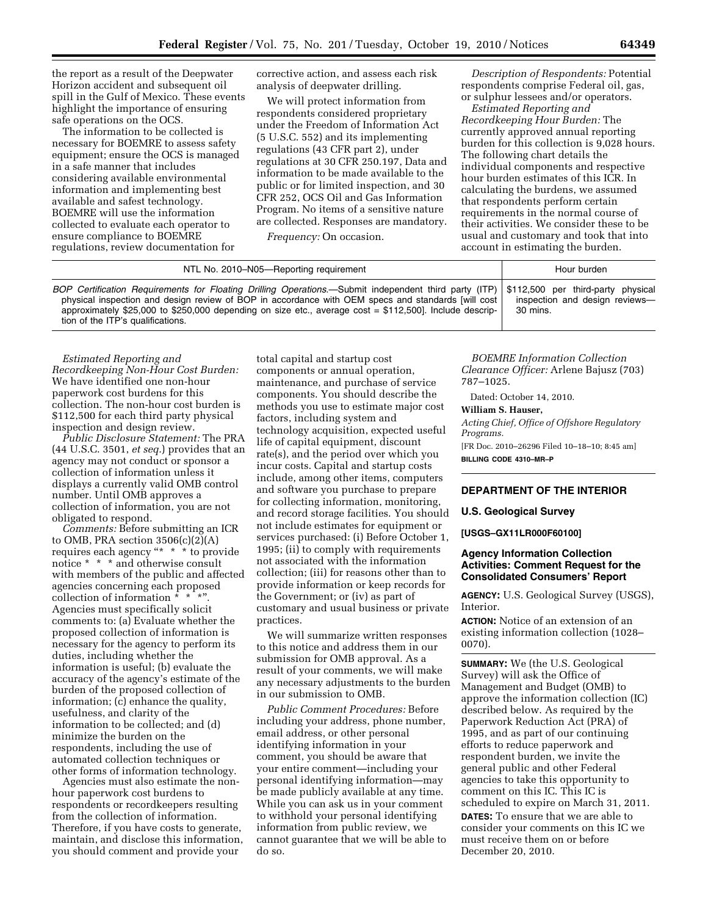the report as a result of the Deepwater Horizon accident and subsequent oil spill in the Gulf of Mexico. These events highlight the importance of ensuring safe operations on the OCS.

The information to be collected is necessary for BOEMRE to assess safety equipment; ensure the OCS is managed in a safe manner that includes considering available environmental information and implementing best available and safest technology. BOEMRE will use the information collected to evaluate each operator to ensure compliance to BOEMRE regulations, review documentation for corrective action, and assess each risk analysis of deepwater drilling.

We will protect information from respondents considered proprietary under the Freedom of Information Act (5 U.S.C. 552) and its implementing regulations (43 CFR part 2), under regulations at 30 CFR 250.197, Data and information to be made available to the public or for limited inspection, and 30 CFR 252, OCS Oil and Gas Information Program. No items of a sensitive nature are collected. Responses are mandatory.

*Frequency:* On occasion.

*Description of Respondents:* Potential respondents comprise Federal oil, gas, or sulphur lessees and/or operators.

*Estimated Reporting and Recordkeeping Hour Burden:* The currently approved annual reporting burden for this collection is 9,028 hours. The following chart details the individual components and respective hour burden estimates of this ICR. In calculating the burdens, we assumed that respondents perform certain requirements in the normal course of their activities. We consider these to be usual and customary and took that into account in estimating the burden.

| NTL No. 2010–N05—Reporting requirement | Hour burden |
|---|---|
| *BOP Certification Requirements for Floating Drilling Operations.*—Submit independent third party (ITP) physical inspection and design review of BOP in accordance with OEM specs and standards [will cost approximately $25,000 to $250,000 depending on size etc., average cost = $112,500]. Include description of the ITP's qualifications. | $112,500 per third-party physical inspection and design reviews—30 mins. |

*Estimated Reporting and Recordkeeping Non-Hour Cost Burden:* We have identified one non-hour paperwork cost burdens for this collection. The non-hour cost burden is $112,500 for each third party physical inspection and design review.

*Public Disclosure Statement:* The PRA (44 U.S.C. 3501, *et seq.*) provides that an agency may not conduct or sponsor a collection of information unless it displays a currently valid OMB control number. Until OMB approves a collection of information, you are not obligated to respond.

*Comments:* Before submitting an ICR to OMB, PRA section 3506(c)(2)(A) requires each agency "* * * to provide notice * * * and otherwise consult with members of the public and affected agencies concerning each proposed collection of information * * *". Agencies must specifically solicit comments to: (a) Evaluate whether the proposed collection of information is necessary for the agency to perform its duties, including whether the information is useful; (b) evaluate the accuracy of the agency's estimate of the burden of the proposed collection of information; (c) enhance the quality, usefulness, and clarity of the information to be collected; and (d) minimize the burden on the respondents, including the use of automated collection techniques or other forms of information technology.

Agencies must also estimate the non-hour paperwork cost burdens to respondents or recordkeepers resulting from the collection of information. Therefore, if you have costs to generate, maintain, and disclose this information, you should comment and provide your total capital and startup cost components or annual operation, maintenance, and purchase of service components. You should describe the methods you use to estimate major cost factors, including system and technology acquisition, expected useful life of capital equipment, discount rate(s), and the period over which you incur costs. Capital and startup costs include, among other items, computers and software you purchase to prepare for collecting information, monitoring, and record storage facilities. You should not include estimates for equipment or services purchased: (i) Before October 1, 1995; (ii) to comply with requirements not associated with the information collection; (iii) for reasons other than to provide information or keep records for the Government; or (iv) as part of customary and usual business or private practices.

We will summarize written responses to this notice and address them in our submission for OMB approval. As a result of your comments, we will make any necessary adjustments to the burden in our submission to OMB.

*Public Comment Procedures:* Before including your address, phone number, email address, or other personal identifying information in your comment, you should be aware that your entire comment—including your personal identifying information—may be made publicly available at any time. While you can ask us in your comment to withhold your personal identifying information from public review, we cannot guarantee that we will be able to do so.

*BOEMRE Information Collection Clearance Officer:* Arlene Bajusz (703) 787–1025.

Dated: October 14, 2010.

**William S. Hauser,**

*Acting Chief, Office of Offshore Regulatory Programs.*

[FR Doc. 2010–26296 Filed 10–18–10; 8:45 am]

**BILLING CODE 4310–MR–P**

## DEPARTMENT OF THE INTERIOR

### U.S. Geological Survey

**[USGS–GX11LR000F60100]**

### Agency Information Collection Activities: Comment Request for the Consolidated Consumers' Report

**AGENCY:** U.S. Geological Survey (USGS), Interior.

**ACTION:** Notice of an extension of an existing information collection (1028–0070).

**SUMMARY:** We (the U.S. Geological Survey) will ask the Office of Management and Budget (OMB) to approve the information collection (IC) described below. As required by the Paperwork Reduction Act (PRA) of 1995, and as part of our continuing efforts to reduce paperwork and respondent burden, we invite the general public and other Federal agencies to take this opportunity to comment on this IC. This IC is scheduled to expire on March 31, 2011.

**DATES:** To ensure that we are able to consider your comments on this IC we must receive them on or before December 20, 2010.